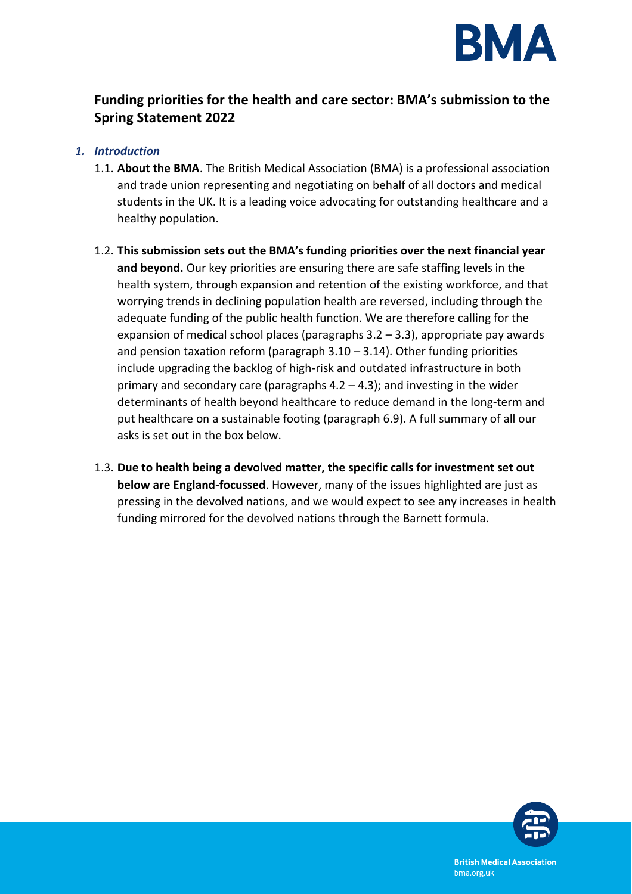# Funding priorities for the health and care sector: BMA's submission to the Spring Statement 2022

## *1. Introduction*

1.1. **About the BMA**. The British Medical Association (BMA) is a professional association and trade union representing and negotiating on behalf of all doctors and medical students in the UK. It is a leading voice advocating for outstanding healthcare and a healthy population.

1.2. **This submission sets out the BMA's funding priorities over the next financial year and beyond.** Our key priorities are ensuring there are safe staffing levels in the health system, through expansion and retention of the existing workforce, and that worrying trends in declining population health are reversed, including through the adequate funding of the public health function. We are therefore calling for the expansion of medical school places (paragraphs 3.2 – 3.3), appropriate pay awards and pension taxation reform (paragraph 3.10 – 3.14). Other funding priorities include upgrading the backlog of high-risk and outdated infrastructure in both primary and secondary care (paragraphs 4.2 – 4.3); and investing in the wider determinants of health beyond healthcare to reduce demand in the long-term and put healthcare on a sustainable footing (paragraph 6.9). A full summary of all our asks is set out in the box below.

1.3. **Due to health being a devolved matter, the specific calls for investment set out below are England-focussed**. However, many of the issues highlighted are just as pressing in the devolved nations, and we would expect to see any increases in health funding mirrored for the devolved nations through the Barnett formula.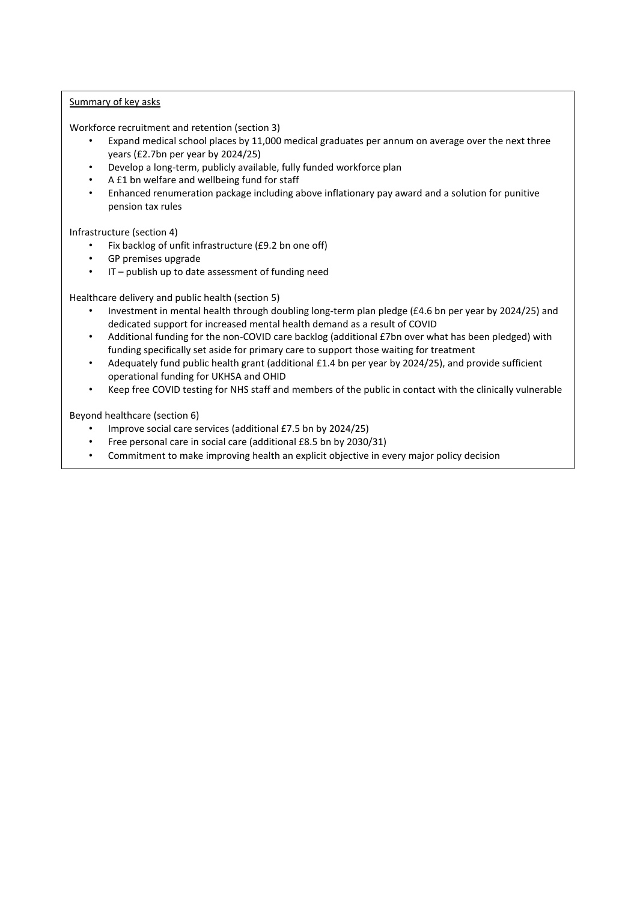<u>Summary of key asks</u>

Workforce recruitment and retention (section 3)

- Expand medical school places by 11,000 medical graduates per annum on average over the next three years (£2.7bn per year by 2024/25)
- Develop a long-term, publicly available, fully funded workforce plan
- A £1 bn welfare and wellbeing fund for staff
- Enhanced renumeration package including above inflationary pay award and a solution for punitive pension tax rules

Infrastructure (section 4)

- Fix backlog of unfit infrastructure (£9.2 bn one off)
- GP premises upgrade
- IT – publish up to date assessment of funding need

Healthcare delivery and public health (section 5)

- Investment in mental health through doubling long-term plan pledge (£4.6 bn per year by 2024/25) and dedicated support for increased mental health demand as a result of COVID
- Additional funding for the non-COVID care backlog (additional £7bn over what has been pledged) with funding specifically set aside for primary care to support those waiting for treatment
- Adequately fund public health grant (additional £1.4 bn per year by 2024/25), and provide sufficient operational funding for UKHSA and OHID
- Keep free COVID testing for NHS staff and members of the public in contact with the clinically vulnerable

Beyond healthcare (section 6)

- Improve social care services (additional £7.5 bn by 2024/25)
- Free personal care in social care (additional £8.5 bn by 2030/31)
- Commitment to make improving health an explicit objective in every major policy decision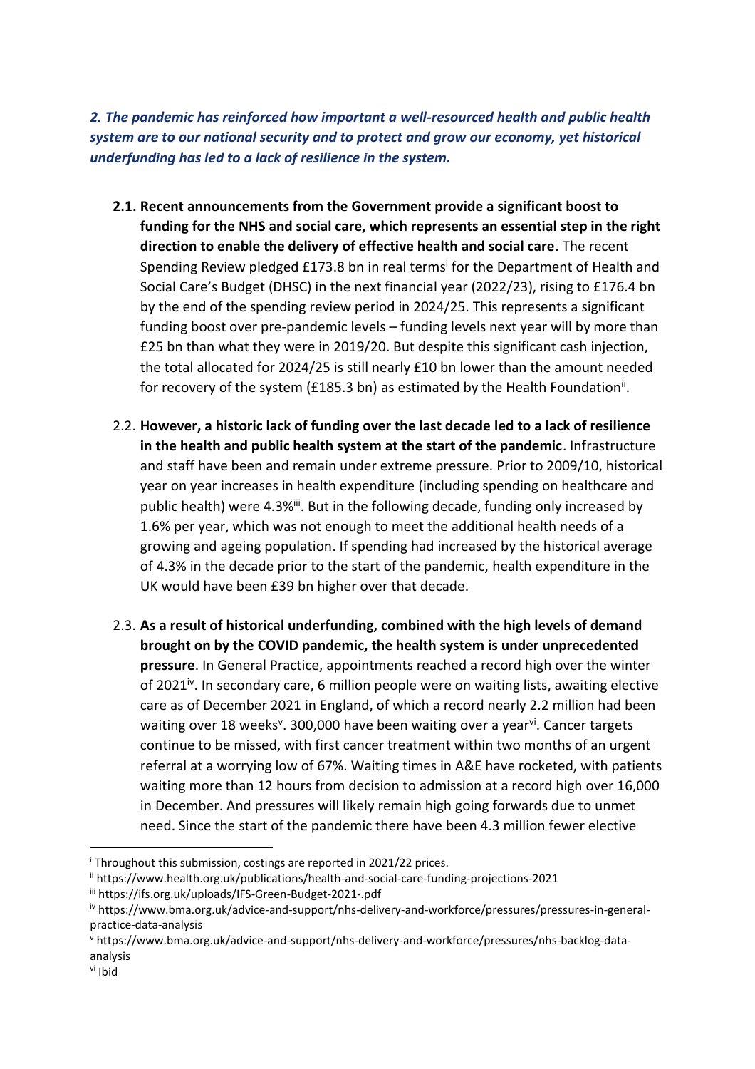***2. The pandemic has reinforced how important a well-resourced health and public health system are to our national security and to protect and grow our economy, yet historical underfunding has led to a lack of resilience in the system.***

- **2.1. Recent announcements from the Government provide a significant boost to funding for the NHS and social care, which represents an essential step in the right direction to enable the delivery of effective health and social care**. The recent Spending Review pledged £173.8 bn in real terms[i] for the Department of Health and Social Care's Budget (DHSC) in the next financial year (2022/23), rising to £176.4 bn by the end of the spending review period in 2024/25. This represents a significant funding boost over pre-pandemic levels – funding levels next year will by more than £25 bn than what they were in 2019/20. But despite this significant cash injection, the total allocated for 2024/25 is still nearly £10 bn lower than the amount needed for recovery of the system (£185.3 bn) as estimated by the Health Foundation[ii].

- 2.2. **However, a historic lack of funding over the last decade led to a lack of resilience in the health and public health system at the start of the pandemic**. Infrastructure and staff have been and remain under extreme pressure. Prior to 2009/10, historical year on year increases in health expenditure (including spending on healthcare and public health) were 4.3%[iii]. But in the following decade, funding only increased by 1.6% per year, which was not enough to meet the additional health needs of a growing and ageing population. If spending had increased by the historical average of 4.3% in the decade prior to the start of the pandemic, health expenditure in the UK would have been £39 bn higher over that decade.

- 2.3. **As a result of historical underfunding, combined with the high levels of demand brought on by the COVID pandemic, the health system is under unprecedented pressure**. In General Practice, appointments reached a record high over the winter of 2021[iv]. In secondary care, 6 million people were on waiting lists, awaiting elective care as of December 2021 in England, of which a record nearly 2.2 million had been waiting over 18 weeks[v]. 300,000 have been waiting over a year[vi]. Cancer targets continue to be missed, with first cancer treatment within two months of an urgent referral at a worrying low of 67%. Waiting times in A&E have rocketed, with patients waiting more than 12 hours from decision to admission at a record high over 16,000 in December. And pressures will likely remain high going forwards due to unmet need. Since the start of the pandemic there have been 4.3 million fewer elective

---

[i] Throughout this submission, costings are reported in 2021/22 prices.

[ii] https://www.health.org.uk/publications/health-and-social-care-funding-projections-2021

[iii] https://ifs.org.uk/uploads/IFS-Green-Budget-2021-.pdf

[iv] https://www.bma.org.uk/advice-and-support/nhs-delivery-and-workforce/pressures/pressures-in-general-practice-data-analysis

[v] https://www.bma.org.uk/advice-and-support/nhs-delivery-and-workforce/pressures/nhs-backlog-data-analysis

[vi] Ibid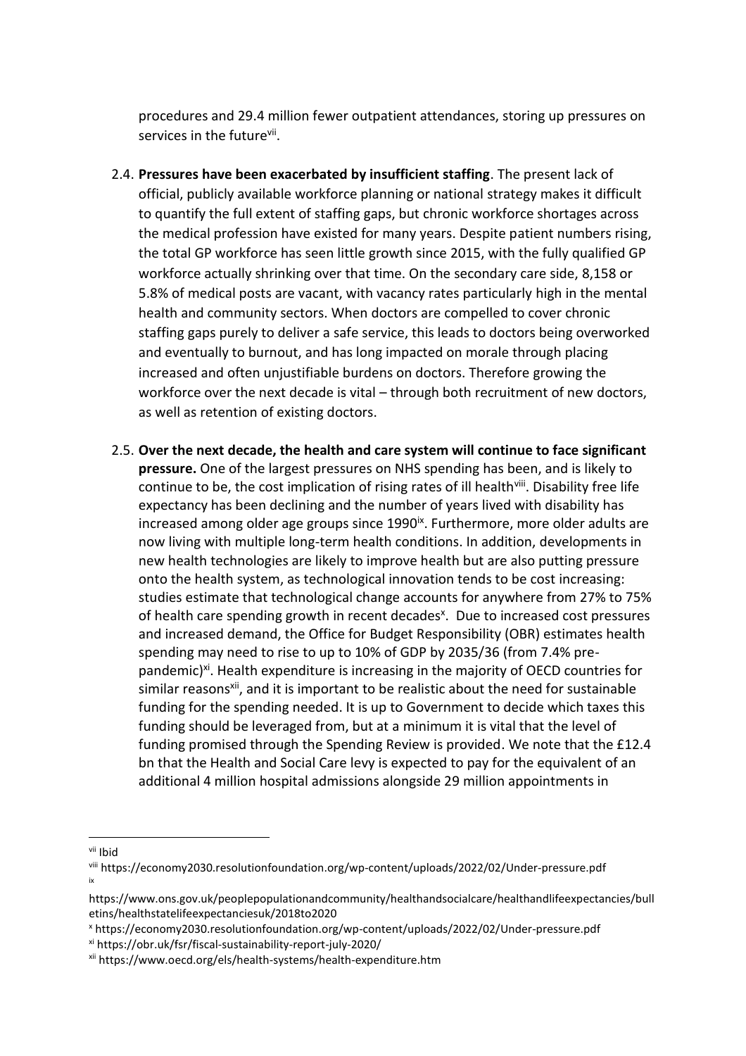procedures and 29.4 million fewer outpatient attendances, storing up pressures on services in the future[vii].

2.4. **Pressures have been exacerbated by insufficient staffing**. The present lack of official, publicly available workforce planning or national strategy makes it difficult to quantify the full extent of staffing gaps, but chronic workforce shortages across the medical profession have existed for many years. Despite patient numbers rising, the total GP workforce has seen little growth since 2015, with the fully qualified GP workforce actually shrinking over that time. On the secondary care side, 8,158 or 5.8% of medical posts are vacant, with vacancy rates particularly high in the mental health and community sectors. When doctors are compelled to cover chronic staffing gaps purely to deliver a safe service, this leads to doctors being overworked and eventually to burnout, and has long impacted on morale through placing increased and often unjustifiable burdens on doctors. Therefore growing the workforce over the next decade is vital – through both recruitment of new doctors, as well as retention of existing doctors.

2.5. **Over the next decade, the health and care system will continue to face significant pressure.** One of the largest pressures on NHS spending has been, and is likely to continue to be, the cost implication of rising rates of ill health[viii]. Disability free life expectancy has been declining and the number of years lived with disability has increased among older age groups since 1990[ix]. Furthermore, more older adults are now living with multiple long-term health conditions. In addition, developments in new health technologies are likely to improve health but are also putting pressure onto the health system, as technological innovation tends to be cost increasing: studies estimate that technological change accounts for anywhere from 27% to 75% of health care spending growth in recent decades[x]. Due to increased cost pressures and increased demand, the Office for Budget Responsibility (OBR) estimates health spending may need to rise to up to 10% of GDP by 2035/36 (from 7.4% pre-pandemic)[xi]. Health expenditure is increasing in the majority of OECD countries for similar reasons[xii], and it is important to be realistic about the need for sustainable funding for the spending needed. It is up to Government to decide which taxes this funding should be leveraged from, but at a minimum it is vital that the level of funding promised through the Spending Review is provided. We note that the £12.4 bn that the Health and Social Care levy is expected to pay for the equivalent of an additional 4 million hospital admissions alongside 29 million appointments in

---

[vii] Ibid

[viii] https://economy2030.resolutionfoundation.org/wp-content/uploads/2022/02/Under-pressure.pdf

[ix] https://www.ons.gov.uk/peoplepopulationandcommunity/healthandsocialcare/healthandlifeexpectancies/bulletins/healthstatelifeexpectanciesuk/2018to2020

[x] https://economy2030.resolutionfoundation.org/wp-content/uploads/2022/02/Under-pressure.pdf

[xi] https://obr.uk/fsr/fiscal-sustainability-report-july-2020/

[xii] https://www.oecd.org/els/health-systems/health-expenditure.htm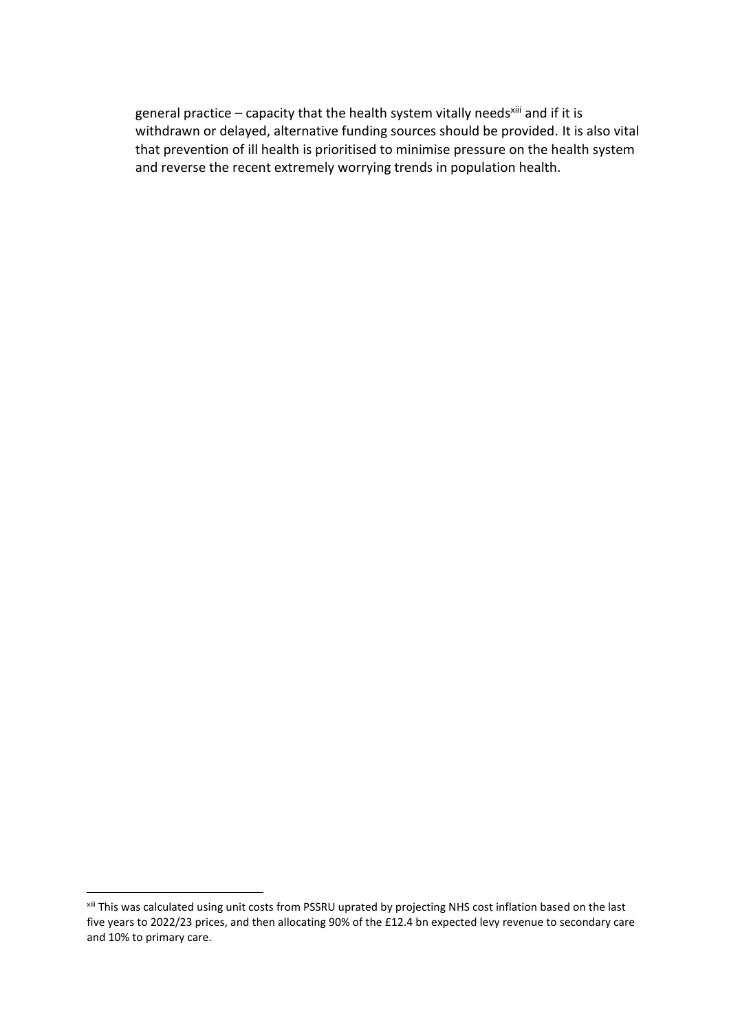general practice – capacity that the health system vitally needs[xiii] and if it is withdrawn or delayed, alternative funding sources should be provided. It is also vital that prevention of ill health is prioritised to minimise pressure on the health system and reverse the recent extremely worrying trends in population health.

[xiii] This was calculated using unit costs from PSSRU uprated by projecting NHS cost inflation based on the last five years to 2022/23 prices, and then allocating 90% of the £12.4 bn expected levy revenue to secondary care and 10% to primary care.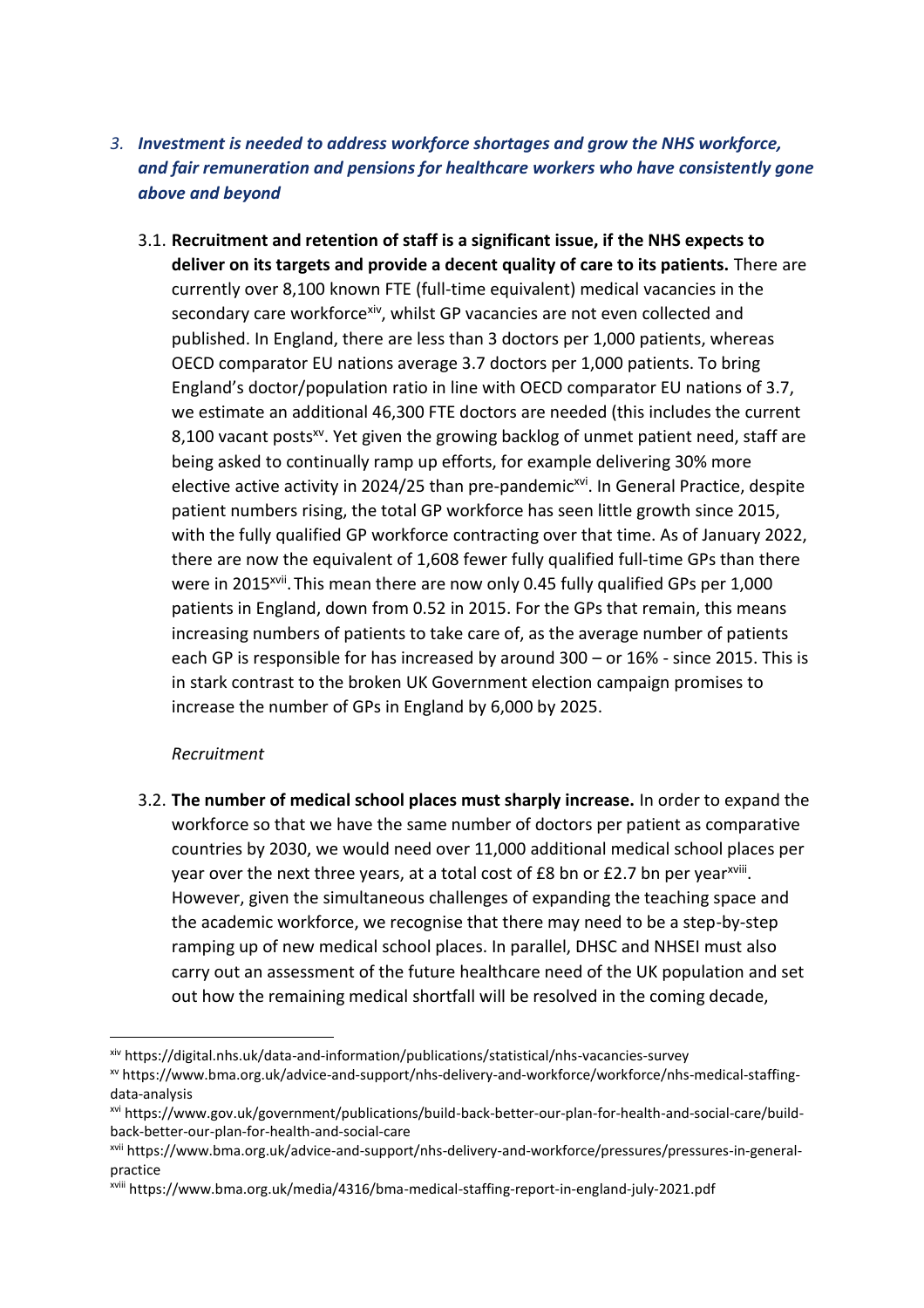3. ***Investment is needed to address workforce shortages and grow the NHS workforce, and fair remuneration and pensions for healthcare workers who have consistently gone above and beyond***

3.1. **Recruitment and retention of staff is a significant issue, if the NHS expects to deliver on its targets and provide a decent quality of care to its patients.** There are currently over 8,100 known FTE (full-time equivalent) medical vacancies in the secondary care workforce[xiv], whilst GP vacancies are not even collected and published. In England, there are less than 3 doctors per 1,000 patients, whereas OECD comparator EU nations average 3.7 doctors per 1,000 patients. To bring England's doctor/population ratio in line with OECD comparator EU nations of 3.7, we estimate an additional 46,300 FTE doctors are needed (this includes the current 8,100 vacant posts[xv]. Yet given the growing backlog of unmet patient need, staff are being asked to continually ramp up efforts, for example delivering 30% more elective active activity in 2024/25 than pre-pandemic[xvi]. In General Practice, despite patient numbers rising, the total GP workforce has seen little growth since 2015, with the fully qualified GP workforce contracting over that time. As of January 2022, there are now the equivalent of 1,608 fewer fully qualified full-time GPs than there were in 2015[xvii]. This mean there are now only 0.45 fully qualified GPs per 1,000 patients in England, down from 0.52 in 2015. For the GPs that remain, this means increasing numbers of patients to take care of, as the average number of patients each GP is responsible for has increased by around 300 – or 16% - since 2015. This is in stark contrast to the broken UK Government election campaign promises to increase the number of GPs in England by 6,000 by 2025.

*Recruitment*

3.2. **The number of medical school places must sharply increase.** In order to expand the workforce so that we have the same number of doctors per patient as comparative countries by 2030, we would need over 11,000 additional medical school places per year over the next three years, at a total cost of £8 bn or £2.7 bn per year[xviii]. However, given the simultaneous challenges of expanding the teaching space and the academic workforce, we recognise that there may need to be a step-by-step ramping up of new medical school places. In parallel, DHSC and NHSEI must also carry out an assessment of the future healthcare need of the UK population and set out how the remaining medical shortfall will be resolved in the coming decade,

---

[xiv] https://digital.nhs.uk/data-and-information/publications/statistical/nhs-vacancies-survey

[xv] https://www.bma.org.uk/advice-and-support/nhs-delivery-and-workforce/workforce/nhs-medical-staffing-data-analysis

[xvi] https://www.gov.uk/government/publications/build-back-better-our-plan-for-health-and-social-care/build-back-better-our-plan-for-health-and-social-care

[xvii] https://www.bma.org.uk/advice-and-support/nhs-delivery-and-workforce/pressures/pressures-in-general-practice

[xviii] https://www.bma.org.uk/media/4316/bma-medical-staffing-report-in-england-july-2021.pdf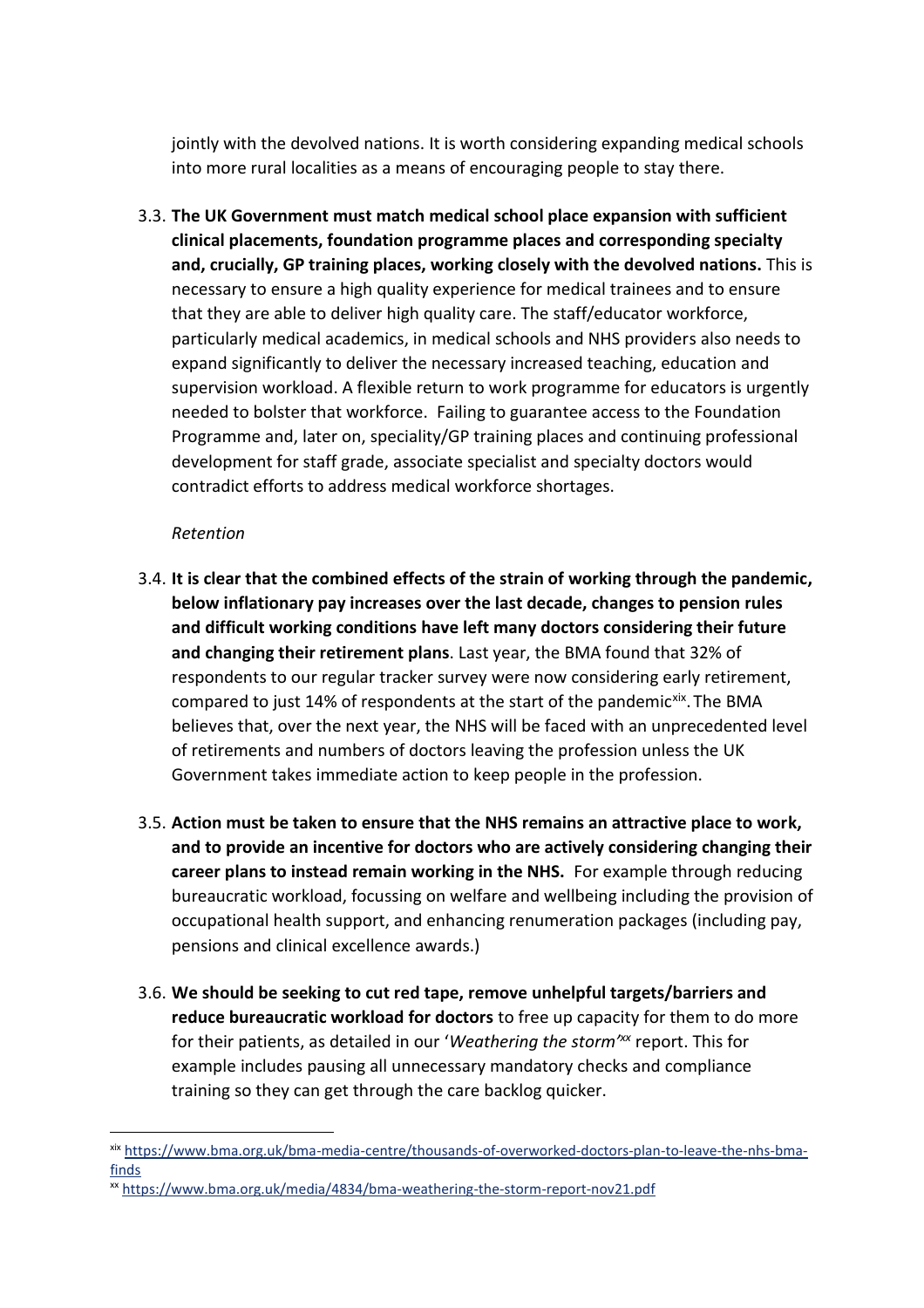jointly with the devolved nations. It is worth considering expanding medical schools into more rural localities as a means of encouraging people to stay there.

3.3. **The UK Government must match medical school place expansion with sufficient clinical placements, foundation programme places and corresponding specialty and, crucially, GP training places, working closely with the devolved nations.** This is necessary to ensure a high quality experience for medical trainees and to ensure that they are able to deliver high quality care. The staff/educator workforce, particularly medical academics, in medical schools and NHS providers also needs to expand significantly to deliver the necessary increased teaching, education and supervision workload. A flexible return to work programme for educators is urgently needed to bolster that workforce. Failing to guarantee access to the Foundation Programme and, later on, speciality/GP training places and continuing professional development for staff grade, associate specialist and specialty doctors would contradict efforts to address medical workforce shortages.

*Retention*

3.4. **It is clear that the combined effects of the strain of working through the pandemic, below inflationary pay increases over the last decade, changes to pension rules and difficult working conditions have left many doctors considering their future and changing their retirement plans**. Last year, the BMA found that 32% of respondents to our regular tracker survey were now considering early retirement, compared to just 14% of respondents at the start of the pandemic[xix]. The BMA believes that, over the next year, the NHS will be faced with an unprecedented level of retirements and numbers of doctors leaving the profession unless the UK Government takes immediate action to keep people in the profession.

3.5. **Action must be taken to ensure that the NHS remains an attractive place to work, and to provide an incentive for doctors who are actively considering changing their career plans to instead remain working in the NHS.** For example through reducing bureaucratic workload, focussing on welfare and wellbeing including the provision of occupational health support, and enhancing renumeration packages (including pay, pensions and clinical excellence awards.)

3.6. **We should be seeking to cut red tape, remove unhelpful targets/barriers and reduce bureaucratic workload for doctors** to free up capacity for them to do more for their patients, as detailed in our '*Weathering the storm'*[xx] report. This for example includes pausing all unnecessary mandatory checks and compliance training so they can get through the care backlog quicker.

---

[xix] https://www.bma.org.uk/bma-media-centre/thousands-of-overworked-doctors-plan-to-leave-the-nhs-bma-finds

[xx] https://www.bma.org.uk/media/4834/bma-weathering-the-storm-report-nov21.pdf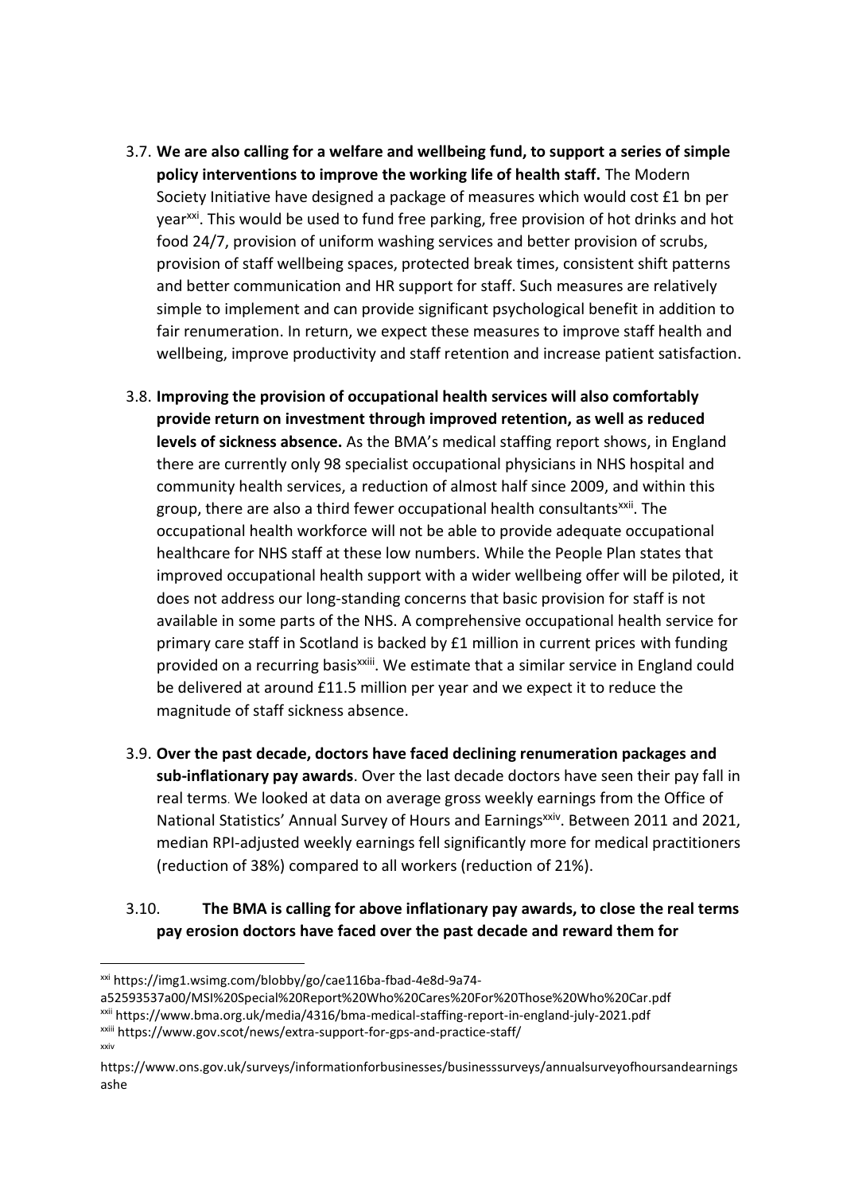3.7. **We are also calling for a welfare and wellbeing fund, to support a series of simple policy interventions to improve the working life of health staff.** The Modern Society Initiative have designed a package of measures which would cost £1 bn per year[xxi]. This would be used to fund free parking, free provision of hot drinks and hot food 24/7, provision of uniform washing services and better provision of scrubs, provision of staff wellbeing spaces, protected break times, consistent shift patterns and better communication and HR support for staff. Such measures are relatively simple to implement and can provide significant psychological benefit in addition to fair renumeration. In return, we expect these measures to improve staff health and wellbeing, improve productivity and staff retention and increase patient satisfaction.

3.8. **Improving the provision of occupational health services will also comfortably provide return on investment through improved retention, as well as reduced levels of sickness absence.** As the BMA's medical staffing report shows, in England there are currently only 98 specialist occupational physicians in NHS hospital and community health services, a reduction of almost half since 2009, and within this group, there are also a third fewer occupational health consultants[xxii]. The occupational health workforce will not be able to provide adequate occupational healthcare for NHS staff at these low numbers. While the People Plan states that improved occupational health support with a wider wellbeing offer will be piloted, it does not address our long-standing concerns that basic provision for staff is not available in some parts of the NHS. A comprehensive occupational health service for primary care staff in Scotland is backed by £1 million in current prices with funding provided on a recurring basis[xxiii]. We estimate that a similar service in England could be delivered at around £11.5 million per year and we expect it to reduce the magnitude of staff sickness absence.

3.9. **Over the past decade, doctors have faced declining renumeration packages and sub-inflationary pay awards**. Over the last decade doctors have seen their pay fall in real terms. We looked at data on average gross weekly earnings from the Office of National Statistics' Annual Survey of Hours and Earnings[xxiv]. Between 2011 and 2021, median RPI-adjusted weekly earnings fell significantly more for medical practitioners (reduction of 38%) compared to all workers (reduction of 21%).

3.10. **The BMA is calling for above inflationary pay awards, to close the real terms pay erosion doctors have faced over the past decade and reward them for**

---

[xxi] https://img1.wsimg.com/blobby/go/cae116ba-fbad-4e8d-9a74-a52593537a00/MSI%20Special%20Report%20Who%20Cares%20For%20Those%20Who%20Car.pdf

[xxii] https://www.bma.org.uk/media/4316/bma-medical-staffing-report-in-england-july-2021.pdf

[xxiii] https://www.gov.scot/news/extra-support-for-gps-and-practice-staff/

[xxiv] https://www.ons.gov.uk/surveys/informationforbusinesses/businesssurveys/annualsurveyofhoursandearningsashe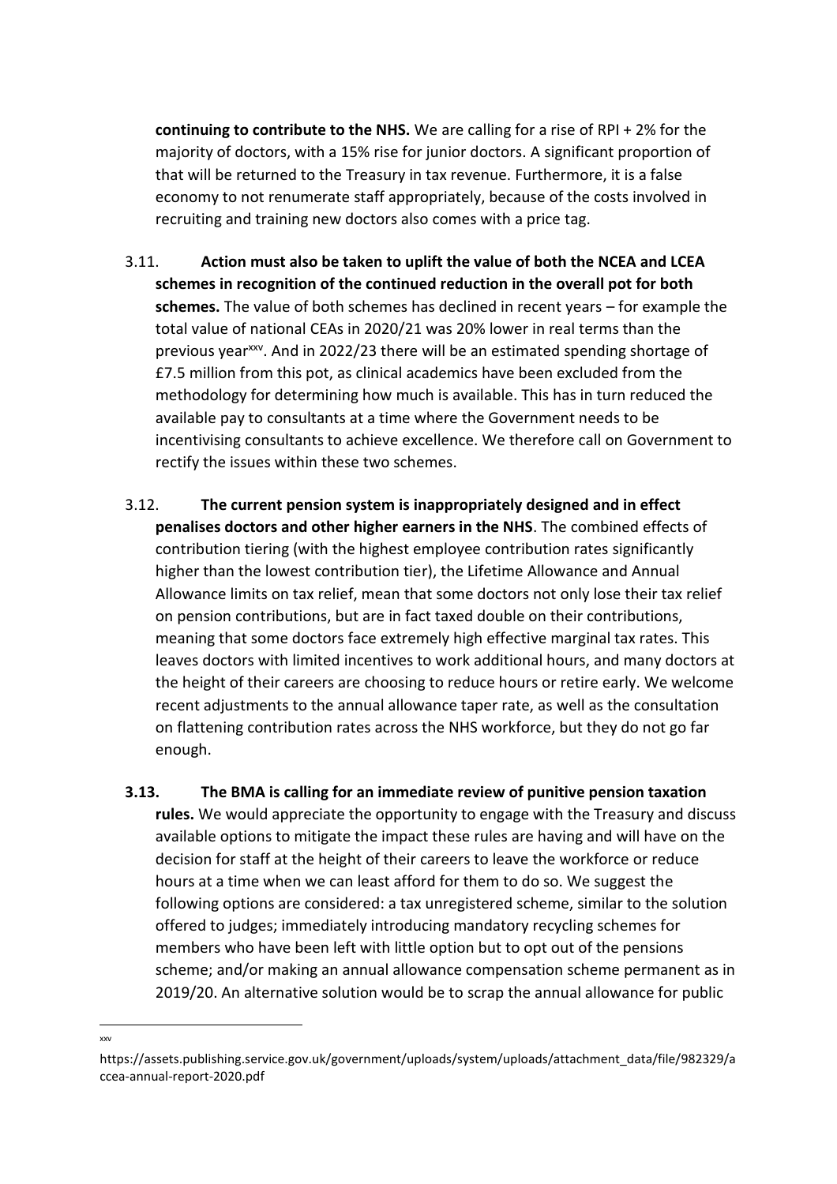**continuing to contribute to the NHS.** We are calling for a rise of RPI + 2% for the majority of doctors, with a 15% rise for junior doctors. A significant proportion of that will be returned to the Treasury in tax revenue. Furthermore, it is a false economy to not renumerate staff appropriately, because of the costs involved in recruiting and training new doctors also comes with a price tag.

3.11. **Action must also be taken to uplift the value of both the NCEA and LCEA schemes in recognition of the continued reduction in the overall pot for both schemes.** The value of both schemes has declined in recent years – for example the total value of national CEAs in 2020/21 was 20% lower in real terms than the previous year[xxv]. And in 2022/23 there will be an estimated spending shortage of £7.5 million from this pot, as clinical academics have been excluded from the methodology for determining how much is available. This has in turn reduced the available pay to consultants at a time where the Government needs to be incentivising consultants to achieve excellence. We therefore call on Government to rectify the issues within these two schemes.

3.12. **The current pension system is inappropriately designed and in effect penalises doctors and other higher earners in the NHS**. The combined effects of contribution tiering (with the highest employee contribution rates significantly higher than the lowest contribution tier), the Lifetime Allowance and Annual Allowance limits on tax relief, mean that some doctors not only lose their tax relief on pension contributions, but are in fact taxed double on their contributions, meaning that some doctors face extremely high effective marginal tax rates. This leaves doctors with limited incentives to work additional hours, and many doctors at the height of their careers are choosing to reduce hours or retire early. We welcome recent adjustments to the annual allowance taper rate, as well as the consultation on flattening contribution rates across the NHS workforce, but they do not go far enough.

**3.13. The BMA is calling for an immediate review of punitive pension taxation rules.** We would appreciate the opportunity to engage with the Treasury and discuss available options to mitigate the impact these rules are having and will have on the decision for staff at the height of their careers to leave the workforce or reduce hours at a time when we can least afford for them to do so. We suggest the following options are considered: a tax unregistered scheme, similar to the solution offered to judges; immediately introducing mandatory recycling schemes for members who have been left with little option but to opt out of the pensions scheme; and/or making an annual allowance compensation scheme permanent as in 2019/20. An alternative solution would be to scrap the annual allowance for public

---

[xxv] https://assets.publishing.service.gov.uk/government/uploads/system/uploads/attachment_data/file/982329/accea-annual-report-2020.pdf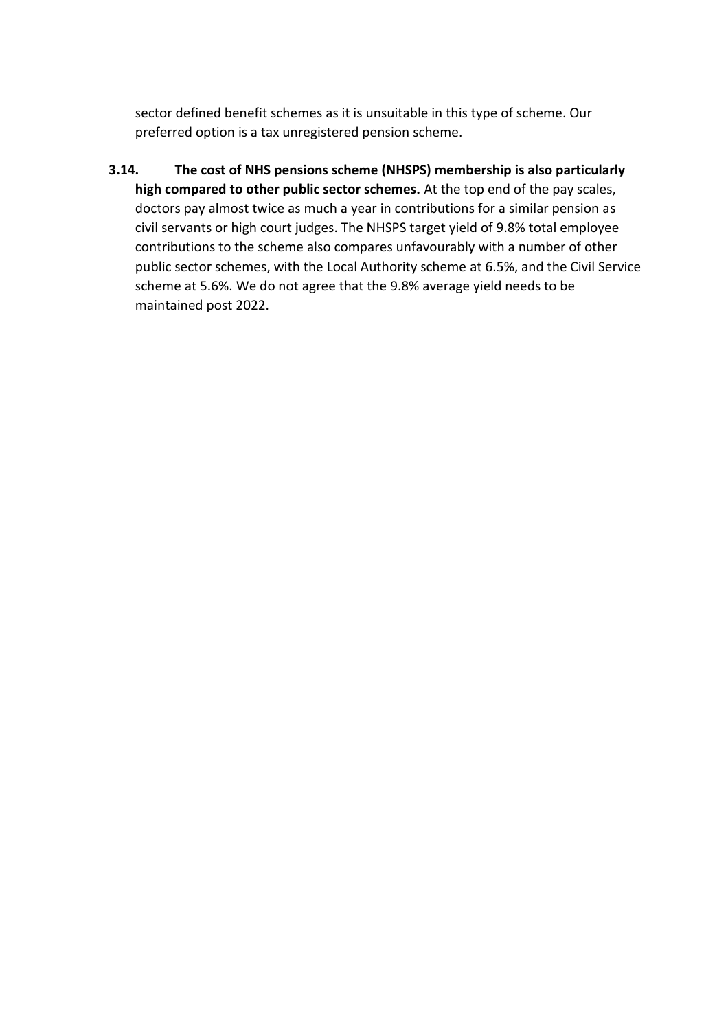sector defined benefit schemes as it is unsuitable in this type of scheme. Our preferred option is a tax unregistered pension scheme.

**3.14. The cost of NHS pensions scheme (NHSPS) membership is also particularly high compared to other public sector schemes.** At the top end of the pay scales, doctors pay almost twice as much a year in contributions for a similar pension as civil servants or high court judges. The NHSPS target yield of 9.8% total employee contributions to the scheme also compares unfavourably with a number of other public sector schemes, with the Local Authority scheme at 6.5%, and the Civil Service scheme at 5.6%. We do not agree that the 9.8% average yield needs to be maintained post 2022.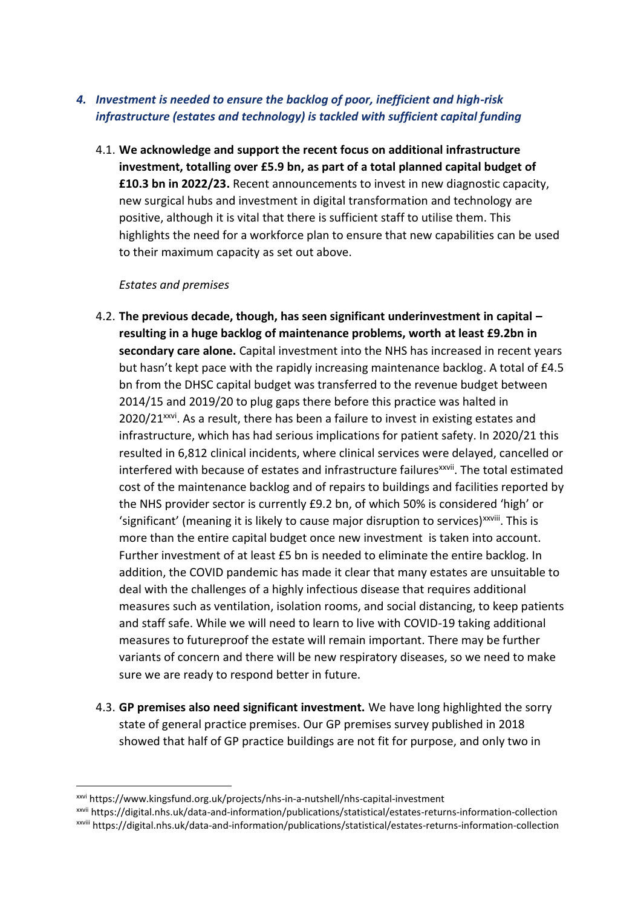## 4. *Investment is needed to ensure the backlog of poor, inefficient and high-risk infrastructure (estates and technology) is tackled with sufficient capital funding*

4.1. **We acknowledge and support the recent focus on additional infrastructure investment, totalling over £5.9 bn, as part of a total planned capital budget of £10.3 bn in 2022/23.** Recent announcements to invest in new diagnostic capacity, new surgical hubs and investment in digital transformation and technology are positive, although it is vital that there is sufficient staff to utilise them. This highlights the need for a workforce plan to ensure that new capabilities can be used to their maximum capacity as set out above.

*Estates and premises*

4.2. **The previous decade, though, has seen significant underinvestment in capital – resulting in a huge backlog of maintenance problems, worth at least £9.2bn in secondary care alone.** Capital investment into the NHS has increased in recent years but hasn't kept pace with the rapidly increasing maintenance backlog. A total of £4.5 bn from the DHSC capital budget was transferred to the revenue budget between 2014/15 and 2019/20 to plug gaps there before this practice was halted in 2020/21[xxvi]. As a result, there has been a failure to invest in existing estates and infrastructure, which has had serious implications for patient safety. In 2020/21 this resulted in 6,812 clinical incidents, where clinical services were delayed, cancelled or interfered with because of estates and infrastructure failures[xxvii]. The total estimated cost of the maintenance backlog and of repairs to buildings and facilities reported by the NHS provider sector is currently £9.2 bn, of which 50% is considered 'high' or 'significant' (meaning it is likely to cause major disruption to services)[xxviii]. This is more than the entire capital budget once new investment is taken into account. Further investment of at least £5 bn is needed to eliminate the entire backlog. In addition, the COVID pandemic has made it clear that many estates are unsuitable to deal with the challenges of a highly infectious disease that requires additional measures such as ventilation, isolation rooms, and social distancing, to keep patients and staff safe. While we will need to learn to live with COVID-19 taking additional measures to futureproof the estate will remain important. There may be further variants of concern and there will be new respiratory diseases, so we need to make sure we are ready to respond better in future.

4.3. **GP premises also need significant investment.** We have long highlighted the sorry state of general practice premises. Our GP premises survey published in 2018 showed that half of GP practice buildings are not fit for purpose, and only two in

---

[xxvi] https://www.kingsfund.org.uk/projects/nhs-in-a-nutshell/nhs-capital-investment

[xxvii] https://digital.nhs.uk/data-and-information/publications/statistical/estates-returns-information-collection

[xxviii] https://digital.nhs.uk/data-and-information/publications/statistical/estates-returns-information-collection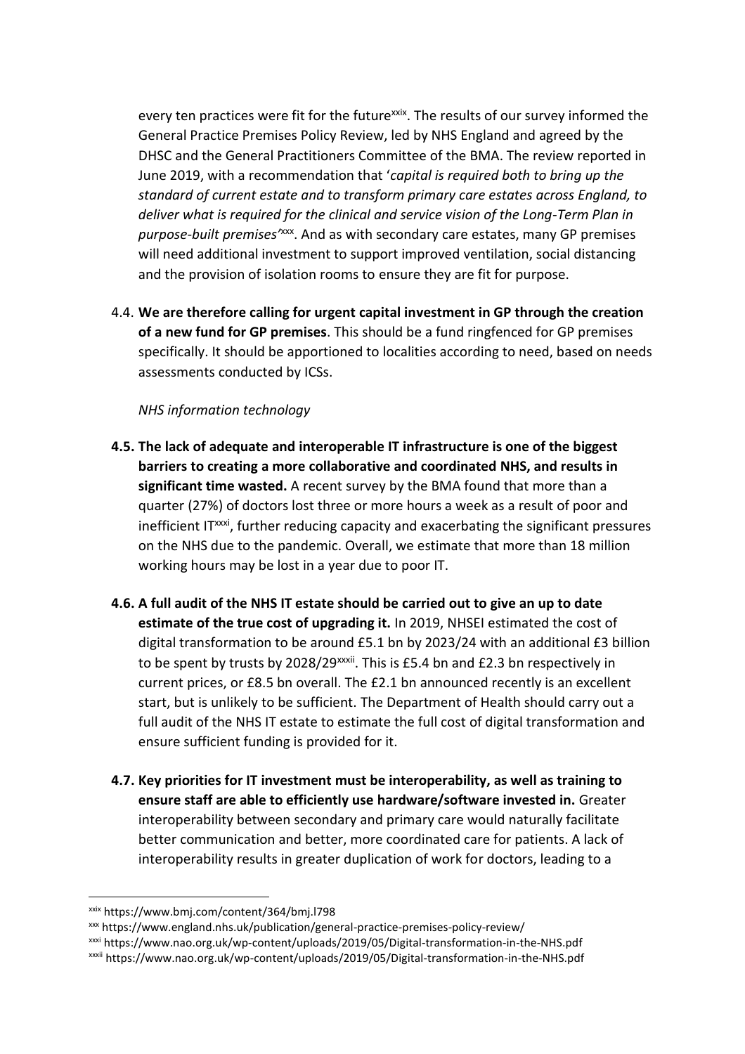every ten practices were fit for the future[xxix]. The results of our survey informed the General Practice Premises Policy Review, led by NHS England and agreed by the DHSC and the General Practitioners Committee of the BMA. The review reported in June 2019, with a recommendation that '*capital is required both to bring up the standard of current estate and to transform primary care estates across England, to deliver what is required for the clinical and service vision of the Long-Term Plan in purpose-built premises'*[xxx]. And as with secondary care estates, many GP premises will need additional investment to support improved ventilation, social distancing and the provision of isolation rooms to ensure they are fit for purpose.

4.4. **We are therefore calling for urgent capital investment in GP through the creation of a new fund for GP premises**. This should be a fund ringfenced for GP premises specifically. It should be apportioned to localities according to need, based on needs assessments conducted by ICSs.

*NHS information technology*

**4.5. The lack of adequate and interoperable IT infrastructure is one of the biggest barriers to creating a more collaborative and coordinated NHS, and results in significant time wasted.** A recent survey by the BMA found that more than a quarter (27%) of doctors lost three or more hours a week as a result of poor and inefficient IT[xxxi], further reducing capacity and exacerbating the significant pressures on the NHS due to the pandemic. Overall, we estimate that more than 18 million working hours may be lost in a year due to poor IT.

**4.6. A full audit of the NHS IT estate should be carried out to give an up to date estimate of the true cost of upgrading it.** In 2019, NHSEI estimated the cost of digital transformation to be around £5.1 bn by 2023/24 with an additional £3 billion to be spent by trusts by 2028/29[xxxii]. This is £5.4 bn and £2.3 bn respectively in current prices, or £8.5 bn overall. The £2.1 bn announced recently is an excellent start, but is unlikely to be sufficient. The Department of Health should carry out a full audit of the NHS IT estate to estimate the full cost of digital transformation and ensure sufficient funding is provided for it.

**4.7. Key priorities for IT investment must be interoperability, as well as training to ensure staff are able to efficiently use hardware/software invested in.** Greater interoperability between secondary and primary care would naturally facilitate better communication and better, more coordinated care for patients. A lack of interoperability results in greater duplication of work for doctors, leading to a

---

[xxix] https://www.bmj.com/content/364/bmj.l798

[xxx] https://www.england.nhs.uk/publication/general-practice-premises-policy-review/

[xxxi] https://www.nao.org.uk/wp-content/uploads/2019/05/Digital-transformation-in-the-NHS.pdf

[xxxii] https://www.nao.org.uk/wp-content/uploads/2019/05/Digital-transformation-in-the-NHS.pdf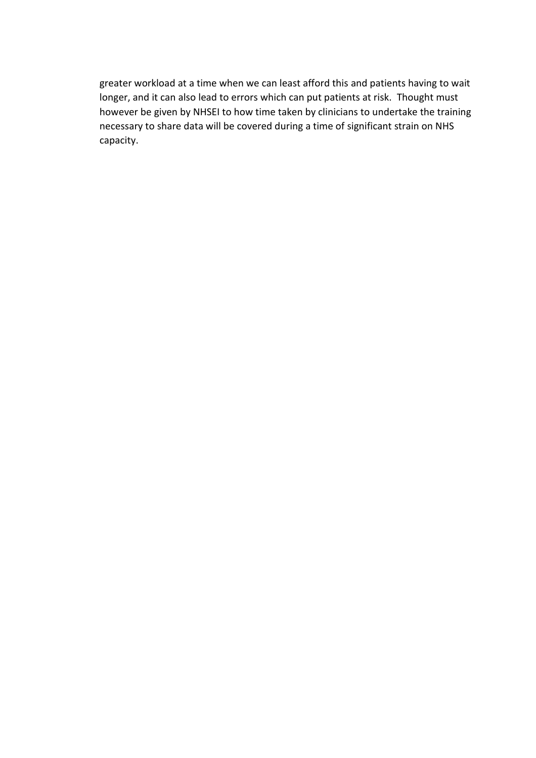greater workload at a time when we can least afford this and patients having to wait longer, and it can also lead to errors which can put patients at risk. Thought must however be given by NHSEI to how time taken by clinicians to undertake the training necessary to share data will be covered during a time of significant strain on NHS capacity.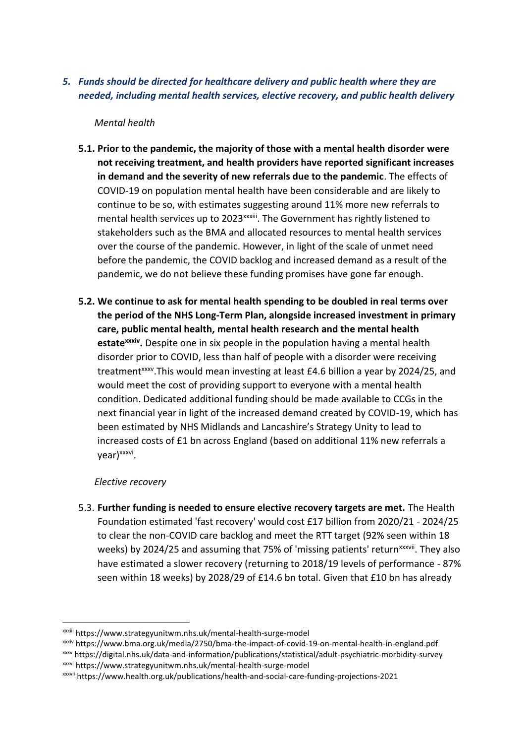## *5. Funds should be directed for healthcare delivery and public health where they are needed, including mental health services, elective recovery, and public health delivery*

*Mental health*

**5.1. Prior to the pandemic, the majority of those with a mental health disorder were not receiving treatment, and health providers have reported significant increases in demand and the severity of new referrals due to the pandemic**. The effects of COVID-19 on population mental health have been considerable and are likely to continue to be so, with estimates suggesting around 11% more new referrals to mental health services up to 2023[xxxiii]. The Government has rightly listened to stakeholders such as the BMA and allocated resources to mental health services over the course of the pandemic. However, in light of the scale of unmet need before the pandemic, the COVID backlog and increased demand as a result of the pandemic, we do not believe these funding promises have gone far enough.

**5.2. We continue to ask for mental health spending to be doubled in real terms over the period of the NHS Long-Term Plan, alongside increased investment in primary care, public mental health, mental health research and the mental health estate[xxxiv].** Despite one in six people in the population having a mental health disorder prior to COVID, less than half of people with a disorder were receiving treatment[xxxv].This would mean investing at least £4.6 billion a year by 2024/25, and would meet the cost of providing support to everyone with a mental health condition. Dedicated additional funding should be made available to CCGs in the next financial year in light of the increased demand created by COVID-19, which has been estimated by NHS Midlands and Lancashire's Strategy Unity to lead to increased costs of £1 bn across England (based on additional 11% new referrals a year)[xxxvi].

*Elective recovery*

5.3. **Further funding is needed to ensure elective recovery targets are met.** The Health Foundation estimated 'fast recovery' would cost £17 billion from 2020/21 - 2024/25 to clear the non-COVID care backlog and meet the RTT target (92% seen within 18 weeks) by 2024/25 and assuming that 75% of 'missing patients' return[xxxvii]. They also have estimated a slower recovery (returning to 2018/19 levels of performance - 87% seen within 18 weeks) by 2028/29 of £14.6 bn total. Given that £10 bn has already

---

[xxxiii] https://www.strategyunitwm.nhs.uk/mental-health-surge-model

[xxxiv] https://www.bma.org.uk/media/2750/bma-the-impact-of-covid-19-on-mental-health-in-england.pdf

[xxxv] https://digital.nhs.uk/data-and-information/publications/statistical/adult-psychiatric-morbidity-survey

[xxxvi] https://www.strategyunitwm.nhs.uk/mental-health-surge-model

[xxxvii] https://www.health.org.uk/publications/health-and-social-care-funding-projections-2021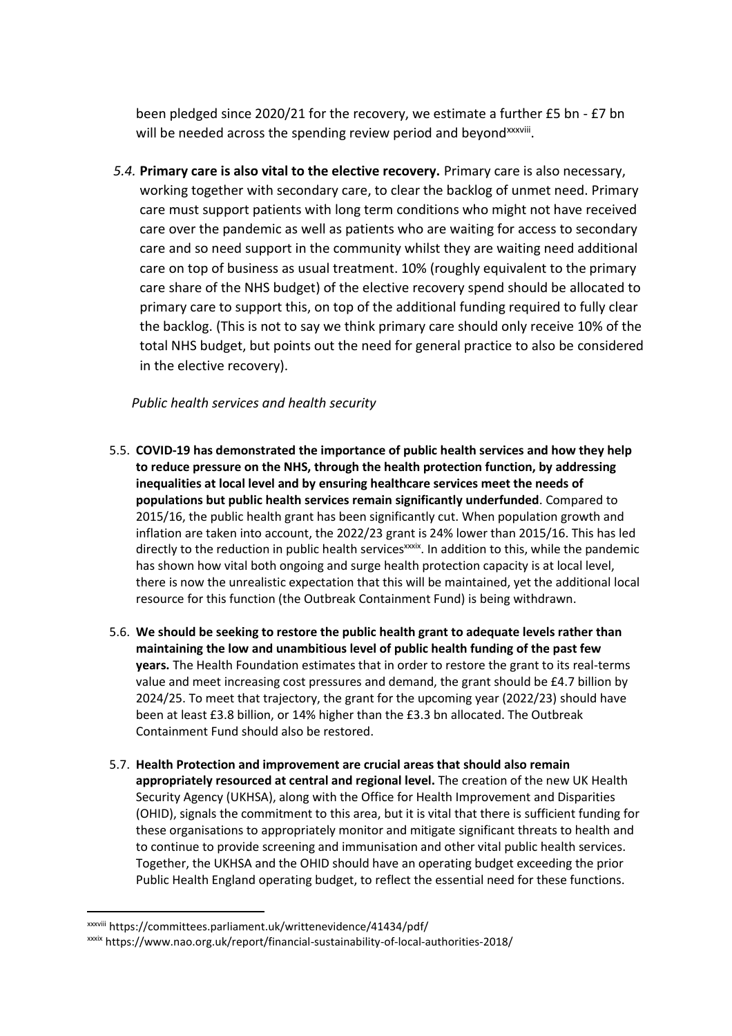been pledged since 2020/21 for the recovery, we estimate a further £5 bn - £7 bn will be needed across the spending review period and beyond[xxxviii].

*5.4.* **Primary care is also vital to the elective recovery.** Primary care is also necessary, working together with secondary care, to clear the backlog of unmet need. Primary care must support patients with long term conditions who might not have received care over the pandemic as well as patients who are waiting for access to secondary care and so need support in the community whilst they are waiting need additional care on top of business as usual treatment. 10% (roughly equivalent to the primary care share of the NHS budget) of the elective recovery spend should be allocated to primary care to support this, on top of the additional funding required to fully clear the backlog. (This is not to say we think primary care should only receive 10% of the total NHS budget, but points out the need for general practice to also be considered in the elective recovery).

*Public health services and health security*

5.5. **COVID-19 has demonstrated the importance of public health services and how they help to reduce pressure on the NHS, through the health protection function, by addressing inequalities at local level and by ensuring healthcare services meet the needs of populations but public health services remain significantly underfunded**. Compared to 2015/16, the public health grant has been significantly cut. When population growth and inflation are taken into account, the 2022/23 grant is 24% lower than 2015/16. This has led directly to the reduction in public health services[xxxix]. In addition to this, while the pandemic has shown how vital both ongoing and surge health protection capacity is at local level, there is now the unrealistic expectation that this will be maintained, yet the additional local resource for this function (the Outbreak Containment Fund) is being withdrawn.

5.6. **We should be seeking to restore the public health grant to adequate levels rather than maintaining the low and unambitious level of public health funding of the past few years.** The Health Foundation estimates that in order to restore the grant to its real-terms value and meet increasing cost pressures and demand, the grant should be £4.7 billion by 2024/25. To meet that trajectory, the grant for the upcoming year (2022/23) should have been at least £3.8 billion, or 14% higher than the £3.3 bn allocated. The Outbreak Containment Fund should also be restored.

5.7. **Health Protection and improvement are crucial areas that should also remain appropriately resourced at central and regional level.** The creation of the new UK Health Security Agency (UKHSA), along with the Office for Health Improvement and Disparities (OHID), signals the commitment to this area, but it is vital that there is sufficient funding for these organisations to appropriately monitor and mitigate significant threats to health and to continue to provide screening and immunisation and other vital public health services. Together, the UKHSA and the OHID should have an operating budget exceeding the prior Public Health England operating budget, to reflect the essential need for these functions.

---

[xxxviii] https://committees.parliament.uk/writtenevidence/41434/pdf/

[xxxix] https://www.nao.org.uk/report/financial-sustainability-of-local-authorities-2018/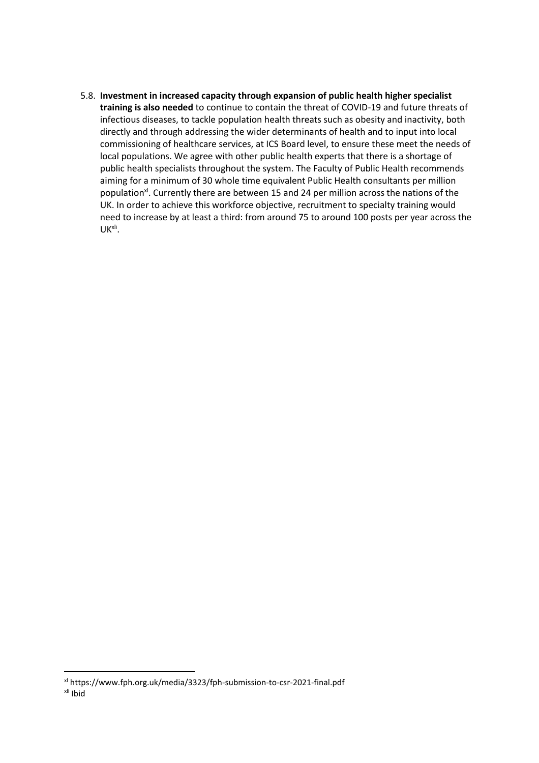5.8. **Investment in increased capacity through expansion of public health higher specialist training is also needed** to continue to contain the threat of COVID-19 and future threats of infectious diseases, to tackle population health threats such as obesity and inactivity, both directly and through addressing the wider determinants of health and to input into local commissioning of healthcare services, at ICS Board level, to ensure these meet the needs of local populations. We agree with other public health experts that there is a shortage of public health specialists throughout the system. The Faculty of Public Health recommends aiming for a minimum of 30 whole time equivalent Public Health consultants per million population[xl]. Currently there are between 15 and 24 per million across the nations of the UK. In order to achieve this workforce objective, recruitment to specialty training would need to increase by at least a third: from around 75 to around 100 posts per year across the UK[xli].

[xl] https://www.fph.org.uk/media/3323/fph-submission-to-csr-2021-final.pdf

[xli] Ibid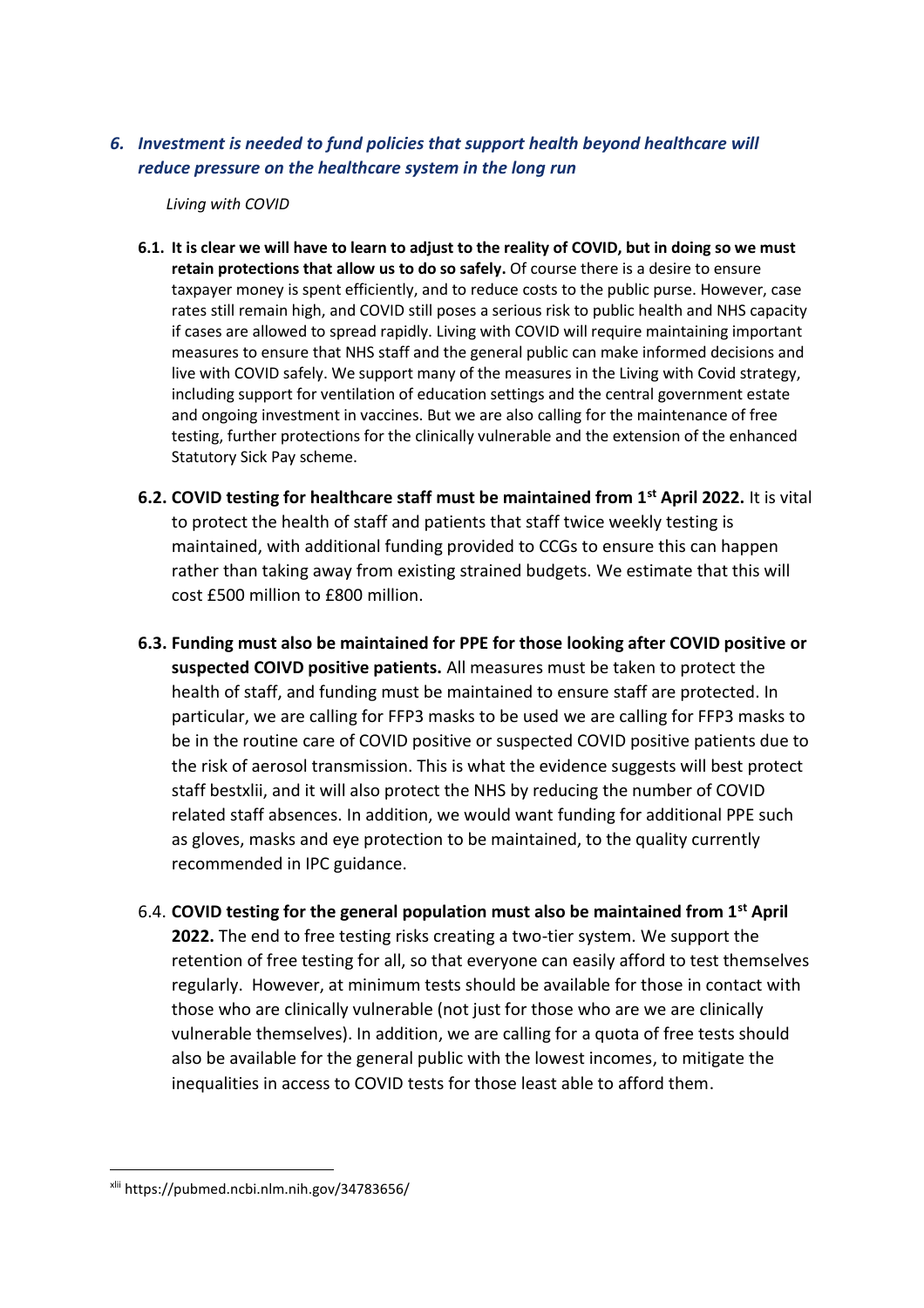## *6. Investment is needed to fund policies that support health beyond healthcare will reduce pressure on the healthcare system in the long run*

*Living with COVID*

**6.1. It is clear we will have to learn to adjust to the reality of COVID, but in doing so we must retain protections that allow us to do so safely.** Of course there is a desire to ensure taxpayer money is spent efficiently, and to reduce costs to the public purse. However, case rates still remain high, and COVID still poses a serious risk to public health and NHS capacity if cases are allowed to spread rapidly. Living with COVID will require maintaining important measures to ensure that NHS staff and the general public can make informed decisions and live with COVID safely. We support many of the measures in the Living with Covid strategy, including support for ventilation of education settings and the central government estate and ongoing investment in vaccines. But we are also calling for the maintenance of free testing, further protections for the clinically vulnerable and the extension of the enhanced Statutory Sick Pay scheme.

**6.2. COVID testing for healthcare staff must be maintained from 1st April 2022.** It is vital to protect the health of staff and patients that staff twice weekly testing is maintained, with additional funding provided to CCGs to ensure this can happen rather than taking away from existing strained budgets. We estimate that this will cost £500 million to £800 million.

**6.3. Funding must also be maintained for PPE for those looking after COVID positive or suspected COIVD positive patients.** All measures must be taken to protect the health of staff, and funding must be maintained to ensure staff are protected. In particular, we are calling for FFP3 masks to be used we are calling for FFP3 masks to be in the routine care of COVID positive or suspected COVID positive patients due to the risk of aerosol transmission. This is what the evidence suggests will best protect staff best[xlii], and it will also protect the NHS by reducing the number of COVID related staff absences. In addition, we would want funding for additional PPE such as gloves, masks and eye protection to be maintained, to the quality currently recommended in IPC guidance.

6.4. **COVID testing for the general population must also be maintained from 1st April 2022.** The end to free testing risks creating a two-tier system. We support the retention of free testing for all, so that everyone can easily afford to test themselves regularly. However, at minimum tests should be available for those in contact with those who are clinically vulnerable (not just for those who are we are clinically vulnerable themselves). In addition, we are calling for a quota of free tests should also be available for the general public with the lowest incomes, to mitigate the inequalities in access to COVID tests for those least able to afford them.

---

[xlii] https://pubmed.ncbi.nlm.nih.gov/34783656/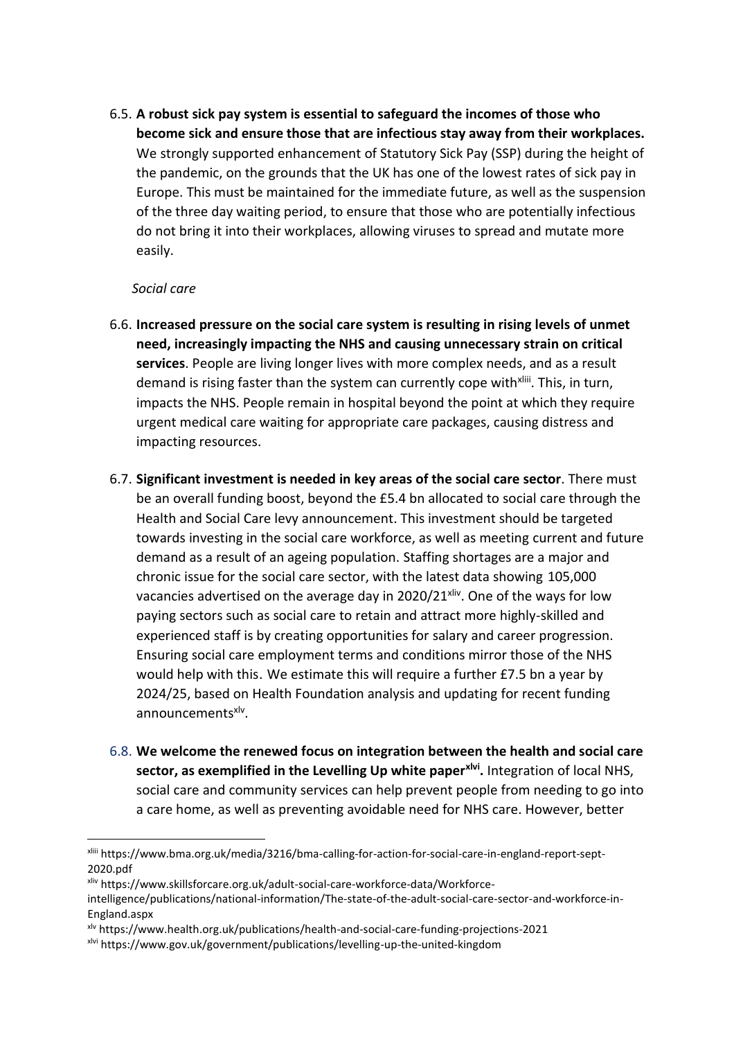6.5. **A robust sick pay system is essential to safeguard the incomes of those who become sick and ensure those that are infectious stay away from their workplaces.** We strongly supported enhancement of Statutory Sick Pay (SSP) during the height of the pandemic, on the grounds that the UK has one of the lowest rates of sick pay in Europe. This must be maintained for the immediate future, as well as the suspension of the three day waiting period, to ensure that those who are potentially infectious do not bring it into their workplaces, allowing viruses to spread and mutate more easily.

*Social care*

6.6. **Increased pressure on the social care system is resulting in rising levels of unmet need, increasingly impacting the NHS and causing unnecessary strain on critical services**. People are living longer lives with more complex needs, and as a result demand is rising faster than the system can currently cope with[xliii]. This, in turn, impacts the NHS. People remain in hospital beyond the point at which they require urgent medical care waiting for appropriate care packages, causing distress and impacting resources.

6.7. **Significant investment is needed in key areas of the social care sector**. There must be an overall funding boost, beyond the £5.4 bn allocated to social care through the Health and Social Care levy announcement. This investment should be targeted towards investing in the social care workforce, as well as meeting current and future demand as a result of an ageing population. Staffing shortages are a major and chronic issue for the social care sector, with the latest data showing 105,000 vacancies advertised on the average day in 2020/21[xliv]. One of the ways for low paying sectors such as social care to retain and attract more highly-skilled and experienced staff is by creating opportunities for salary and career progression. Ensuring social care employment terms and conditions mirror those of the NHS would help with this. We estimate this will require a further £7.5 bn a year by 2024/25, based on Health Foundation analysis and updating for recent funding announcements[xlv].

6.8. **We welcome the renewed focus on integration between the health and social care sector, as exemplified in the Levelling Up white paper[xlvi].** Integration of local NHS, social care and community services can help prevent people from needing to go into a care home, as well as preventing avoidable need for NHS care. However, better

---

[xliii] https://www.bma.org.uk/media/3216/bma-calling-for-action-for-social-care-in-england-report-sept-2020.pdf

[xliv] https://www.skillsforcare.org.uk/adult-social-care-workforce-data/Workforce-intelligence/publications/national-information/The-state-of-the-adult-social-care-sector-and-workforce-in-England.aspx

[xlv] https://www.health.org.uk/publications/health-and-social-care-funding-projections-2021

[xlvi] https://www.gov.uk/government/publications/levelling-up-the-united-kingdom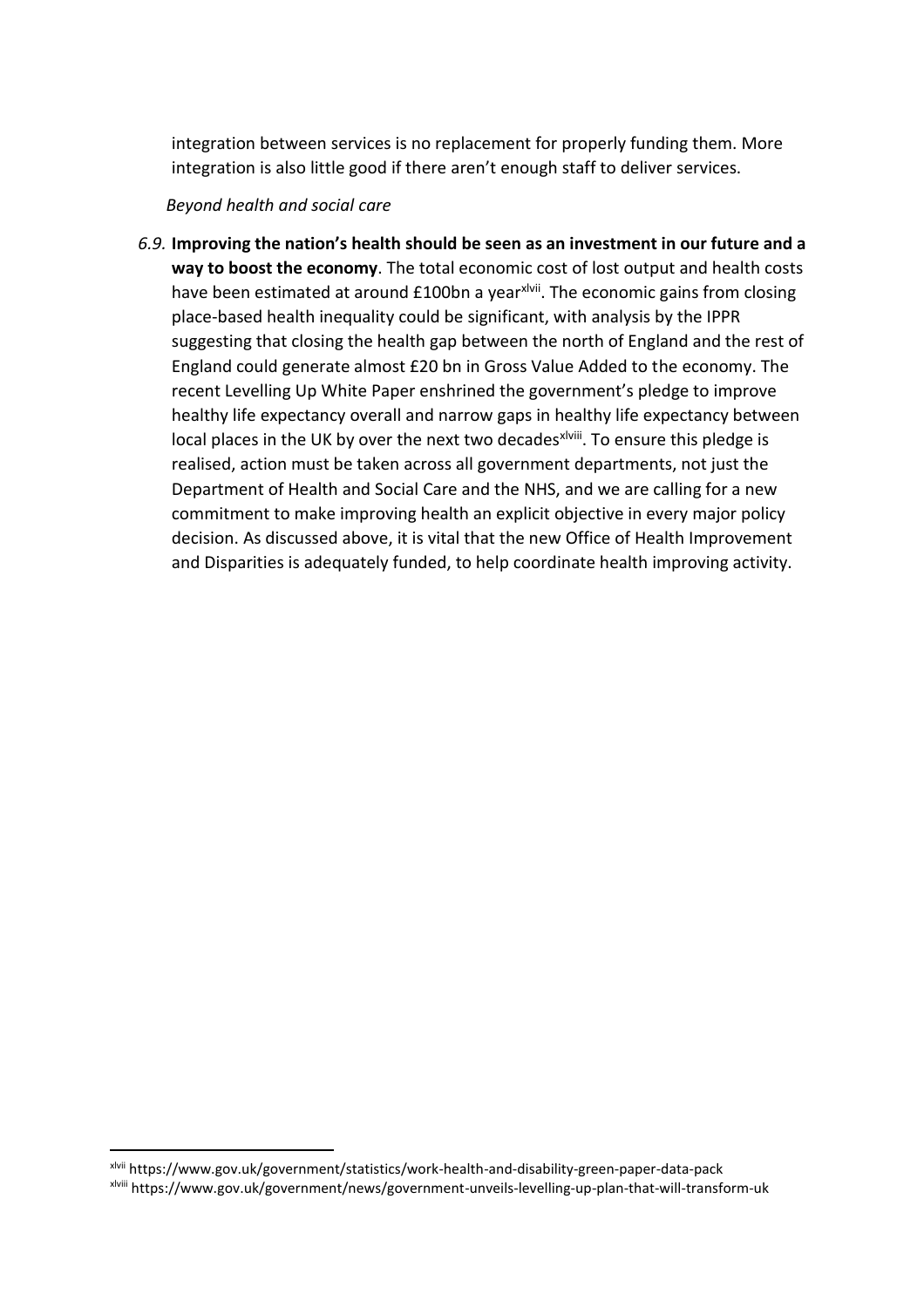integration between services is no replacement for properly funding them. More integration is also little good if there aren't enough staff to deliver services.

*Beyond health and social care*

*6.9.* **Improving the nation's health should be seen as an investment in our future and a way to boost the economy**. The total economic cost of lost output and health costs have been estimated at around £100bn a year[xlvii]. The economic gains from closing place-based health inequality could be significant, with analysis by the IPPR suggesting that closing the health gap between the north of England and the rest of England could generate almost £20 bn in Gross Value Added to the economy. The recent Levelling Up White Paper enshrined the government's pledge to improve healthy life expectancy overall and narrow gaps in healthy life expectancy between local places in the UK by over the next two decades[xlviii]. To ensure this pledge is realised, action must be taken across all government departments, not just the Department of Health and Social Care and the NHS, and we are calling for a new commitment to make improving health an explicit objective in every major policy decision. As discussed above, it is vital that the new Office of Health Improvement and Disparities is adequately funded, to help coordinate health improving activity.

---

[xlvii] https://www.gov.uk/government/statistics/work-health-and-disability-green-paper-data-pack

[xlviii] https://www.gov.uk/government/news/government-unveils-levelling-up-plan-that-will-transform-uk